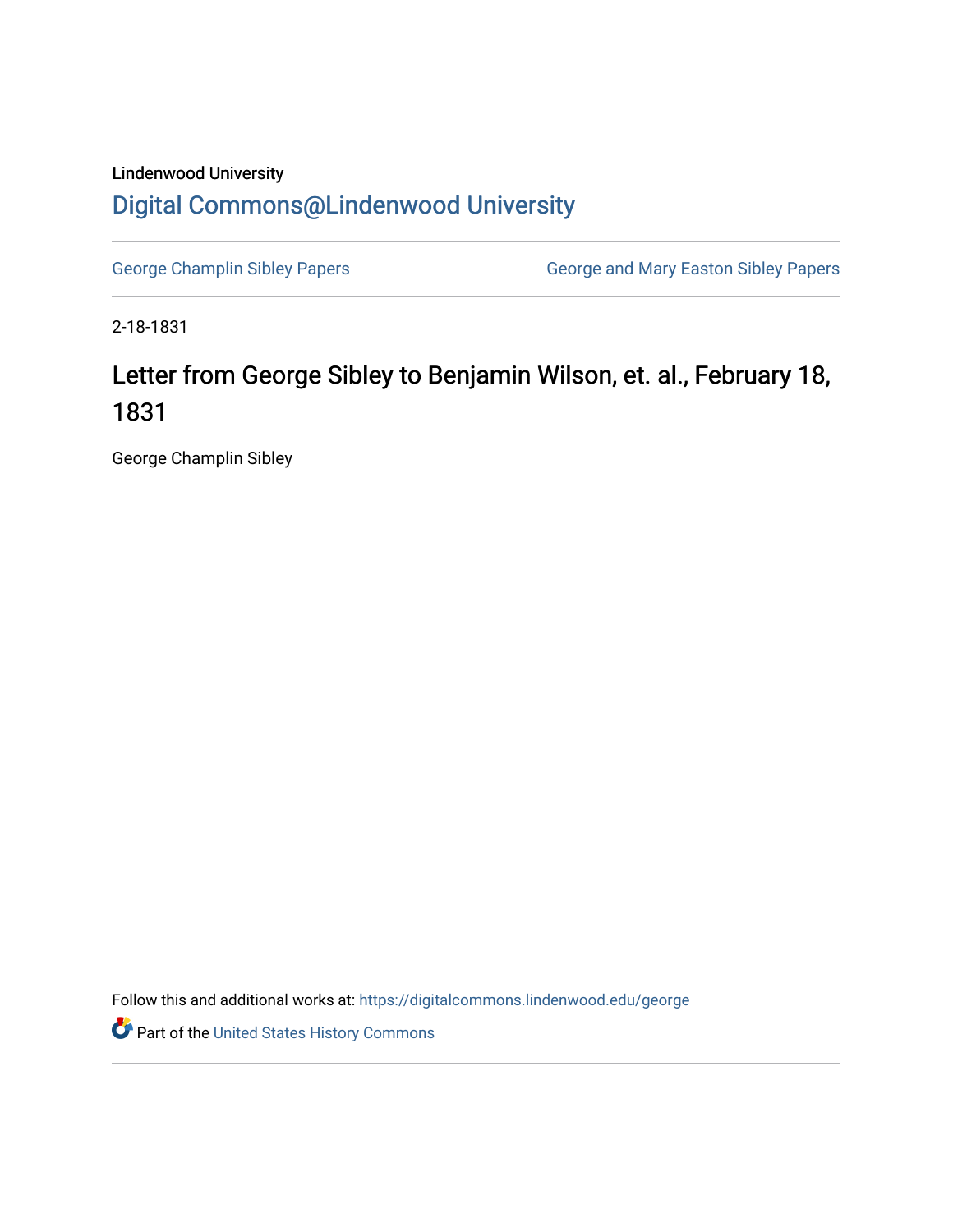Lindenwood University

## Digital Commons@Lindenwood University

George Champlin Sibley Papers

George and Mary Easton Sibley Papers

2-18-1831

# Letter from George Sibley to Benjamin Wilson, et. al., February 18, 1831

George Champlin Sibley

Follow this and additional works at: https://digitalcommons.lindenwood.edu/george

Part of the United States History Commons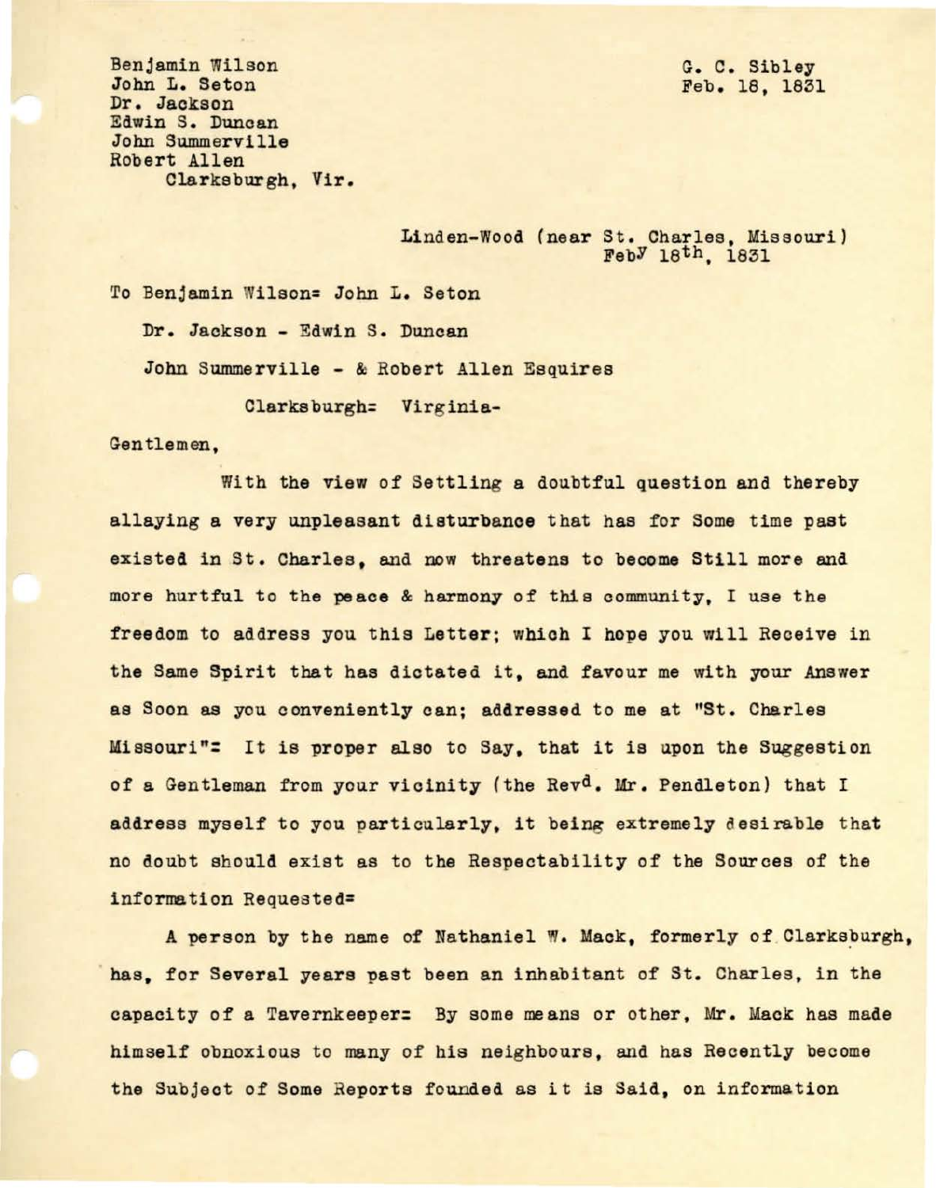Benjamin Wilson
John L. Seton
Dr. Jackson
Edwin S. Duncan
John Summerville
Robert Allen
Clarksburgh, Vir.

G. C. Sibley
Feb. 18, 1831

Linden-Wood (near St. Charles, Missouri)
Feby 18th, 1831

To Benjamin Wilson= John L. Seton
Dr. Jackson - Edwin S. Duncan
John Summerville - & Robert Allen Esquires
Clarksburgh= Virginia-

Gentlemen,

With the view of Settling a doubtful question and thereby allaying a very unpleasant disturbance that has for Some time past existed in St. Charles, and now threatens to become Still more and more hurtful to the peace & harmony of this community, I use the freedom to address you this Letter; which I hope you will Receive in the Same Spirit that has dictated it, and favour me with your Answer as Soon as you conveniently can; addressed to me at "St. Charles Missouri"= It is proper also to Say, that it is upon the Suggestion of a Gentleman from your vicinity (the Revd. Mr. Pendleton) that I address myself to you particularly, it being extremely desirable that no doubt should exist as to the Respectability of the Sources of the information Requested=

A person by the name of Nathaniel W. Mack, formerly of Clarksburgh, has, for Several years past been an inhabitant of St. Charles, in the capacity of a Tavernkeeper= By some means or other, Mr. Mack has made himself obnoxious to many of his neighbours, and has Recently become the Subject of Some Reports founded as it is Said, on information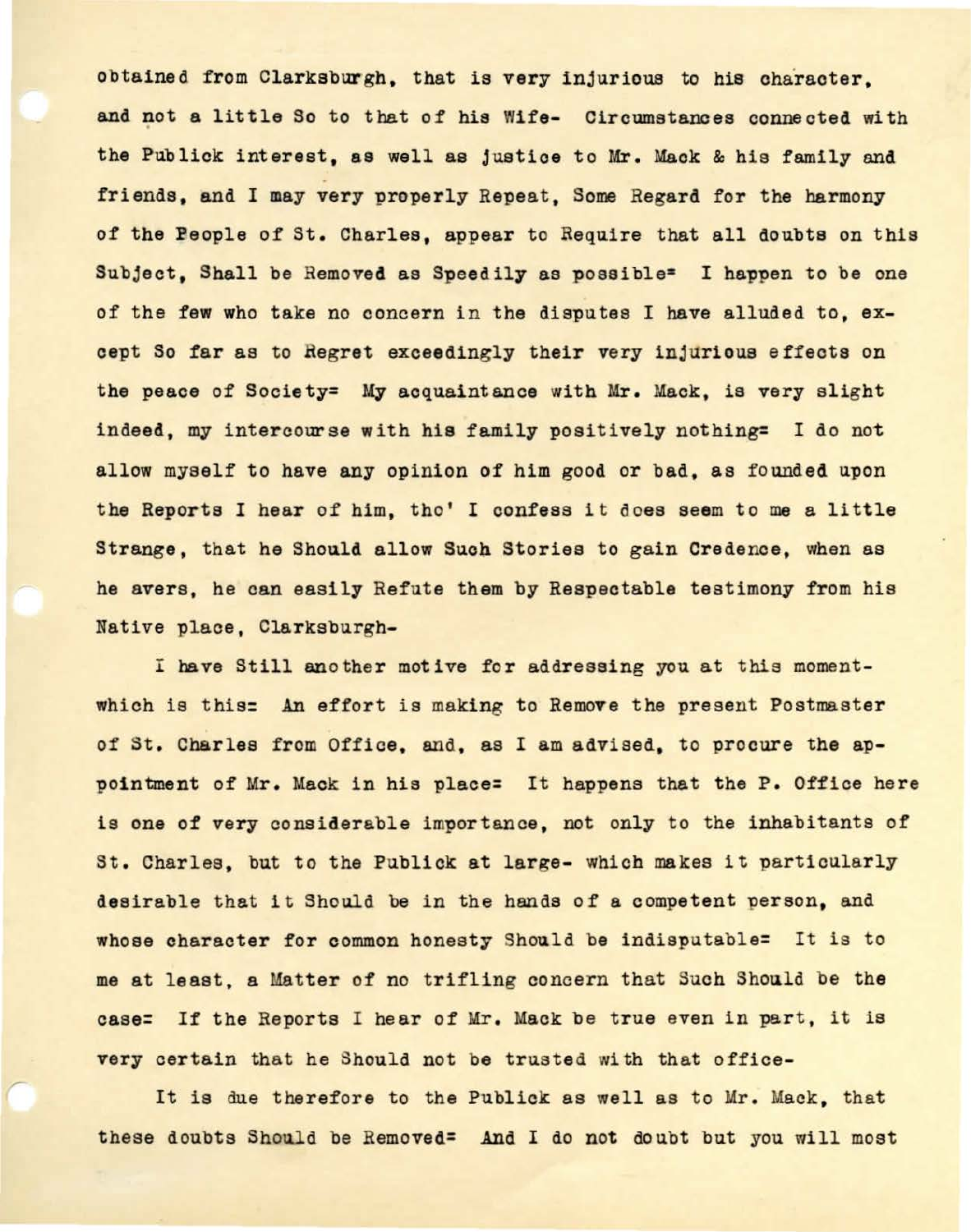obtained from Clarksburgh, that is very injurious to his character, and not a little So to that of his Wife- Circumstances connected with the Publick interest, as well as justice to Mr. Mack & his family and friends, and I may very properly Repeat, Some Regard for the harmony of the People of St. Charles, appear to Require that all doubts on this Subject, Shall be Removed as Speedily as possible= I happen to be one of the few who take no concern in the disputes I have alluded to, except So far as to Regret exceedingly their very injurious effects on the peace of Society= My acquaintance with Mr. Mack, is very slight indeed, my intercourse with his family positively nothing= I do not allow myself to have any opinion of him good or bad, as founded upon the Reports I hear of him, tho' I confess it does seem to me a little Strange, that he Should allow Such Stories to gain Credence, when as he avers, he can easily Refute them by Respectable testimony from his Native place, Clarksburgh-

I have Still another motive for addressing you at this moment- which is this= An effort is making to Remove the present Postmaster of St. Charles from Office, and, as I am advised, to procure the appointment of Mr. Mack in his place= It happens that the P. Office here is one of very considerable importance, not only to the inhabitants of St. Charles, but to the Publick at large- which makes it particularly desirable that it Should be in the hands of a competent person, and whose character for common honesty Should be indisputable= It is to me at least, a Matter of no trifling concern that Such Should be the case= If the Reports I hear of Mr. Mack be true even in part, it is very certain that he Should not be trusted with that office-

It is due therefore to the Publick as well as to Mr. Mack, that these doubts Should be Removed= And I do not doubt but you will most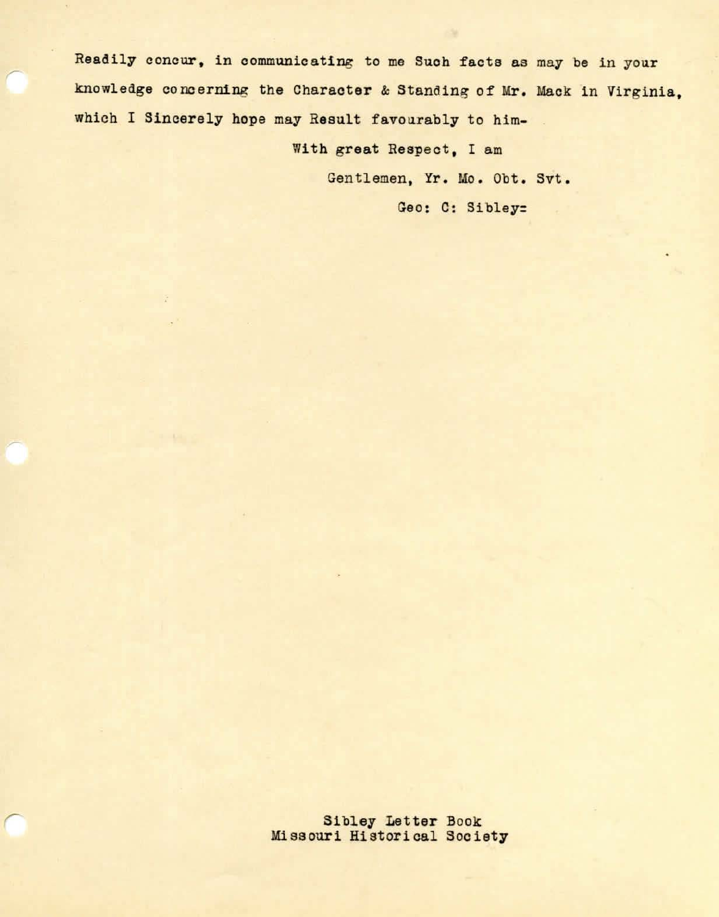Readily concur, in communicating to me Such facts as may be in your knowledge concerning the Character & Standing of Mr. Mack in Virginia, which I Sincerely hope may Result favourably to him-

With great Respect, I am

Gentlemen, Yr. Mo. Obt. Svt.

Geo: C: Sibley=

Sibley Letter Book
Missouri Historical Society